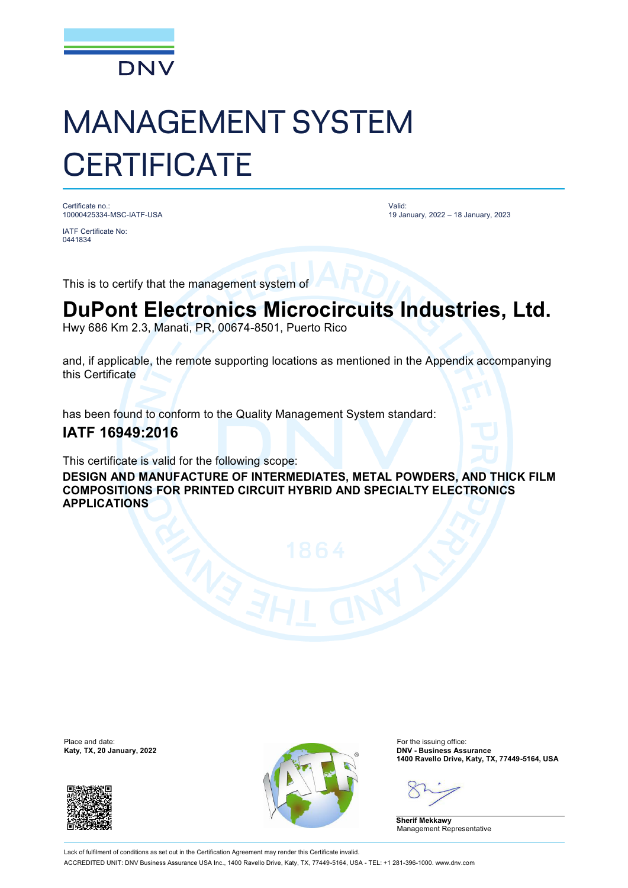DNV

# MANAGEMENT SYSTEM CERTIFICATE

Certificate no.:
10000425334-MSC-IATF-USA

IATF Certificate No:
0441834

Valid:
19 January, 2022 – 18 January, 2023

This is to certify that the management system of

## DuPont Electronics Microcircuits Industries, Ltd.

Hwy 686 Km 2.3, Manati, PR, 00674-8501, Puerto Rico

and, if applicable, the remote supporting locations as mentioned in the Appendix accompanying this Certificate

has been found to conform to the Quality Management System standard:

### IATF 16949:2016

This certificate is valid for the following scope:

**DESIGN AND MANUFACTURE OF INTERMEDIATES, METAL POWDERS, AND THICK FILM COMPOSITIONS FOR PRINTED CIRCUIT HYBRID AND SPECIALTY ELECTRONICS APPLICATIONS**

Place and date:
**Katy, TX, 20 January, 2022**

For the issuing office:
**DNV - Business Assurance**
**1400 Ravello Drive, Katy, TX, 77449-5164, USA**

**Sherif Mekkawy**
Management Representative

Lack of fulfilment of conditions as set out in the Certification Agreement may render this Certificate invalid.

ACCREDITED UNIT: DNV Business Assurance USA Inc., 1400 Ravello Drive, Katy, TX, 77449-5164, USA - TEL: +1 281-396-1000. www.dnv.com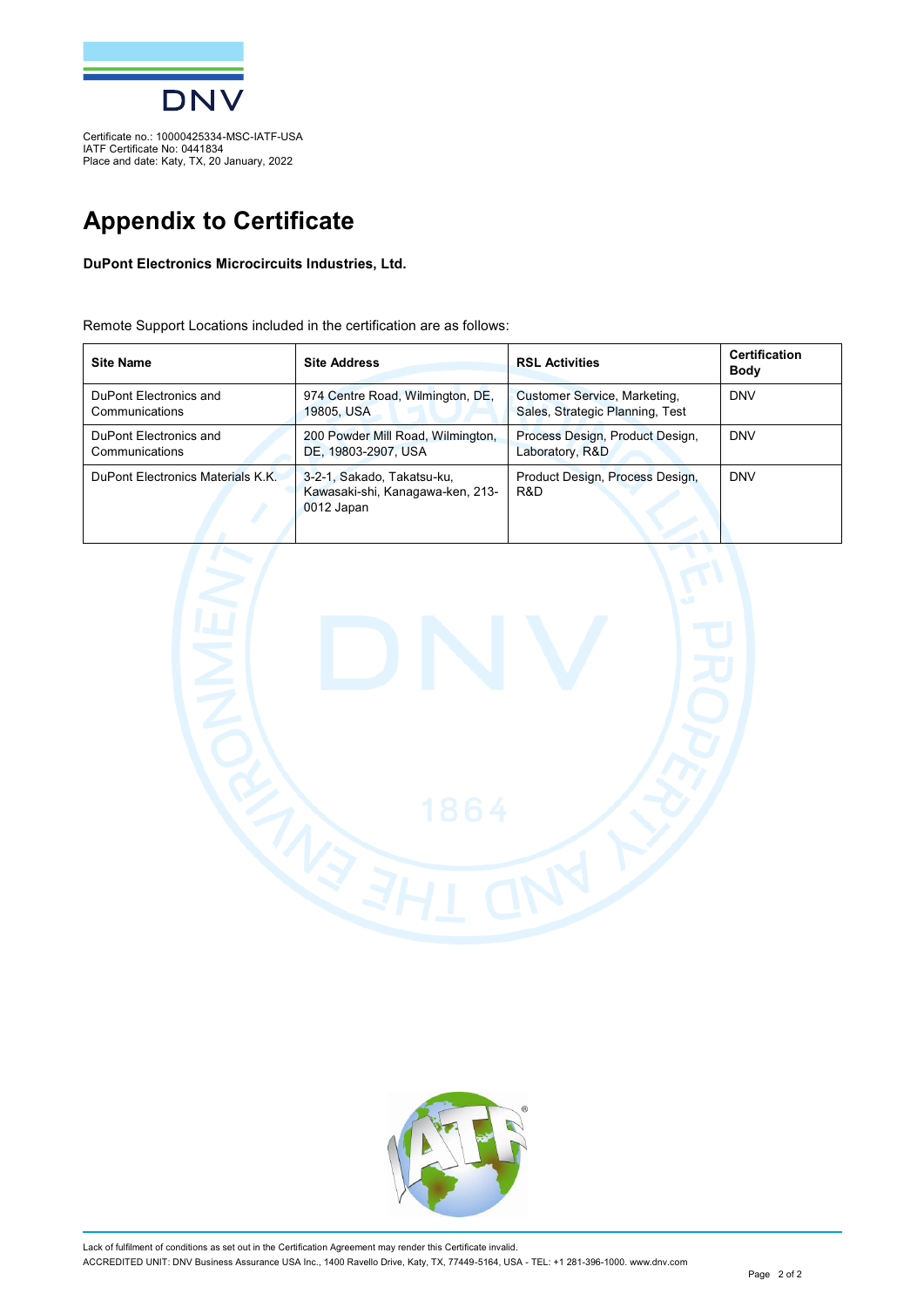Certificate no.: 10000425334-MSC-IATF-USA
IATF Certificate No: 0441834
Place and date: Katy, TX, 20 January, 2022

# Appendix to Certificate

**DuPont Electronics Microcircuits Industries, Ltd.**

Remote Support Locations included in the certification are as follows:

| Site Name | Site Address | RSL Activities | Certification Body |
|---|---|---|---|
| DuPont Electronics and Communications | 974 Centre Road, Wilmington, DE, 19805, USA | Customer Service, Marketing, Sales, Strategic Planning, Test | DNV |
| DuPont Electronics and Communications | 200 Powder Mill Road, Wilmington, DE, 19803-2907, USA | Process Design, Product Design, Laboratory, R&D | DNV |
| DuPont Electronics Materials K.K. | 3-2-1, Sakado, Takatsu-ku, Kawasaki-shi, Kanagawa-ken, 213-0012 Japan | Product Design, Process Design, R&D | DNV |

Lack of fulfilment of conditions as set out in the Certification Agreement may render this Certificate invalid.

ACCREDITED UNIT: DNV Business Assurance USA Inc., 1400 Ravello Drive, Katy, TX, 77449-5164, USA - TEL: +1 281-396-1000. www.dnv.com